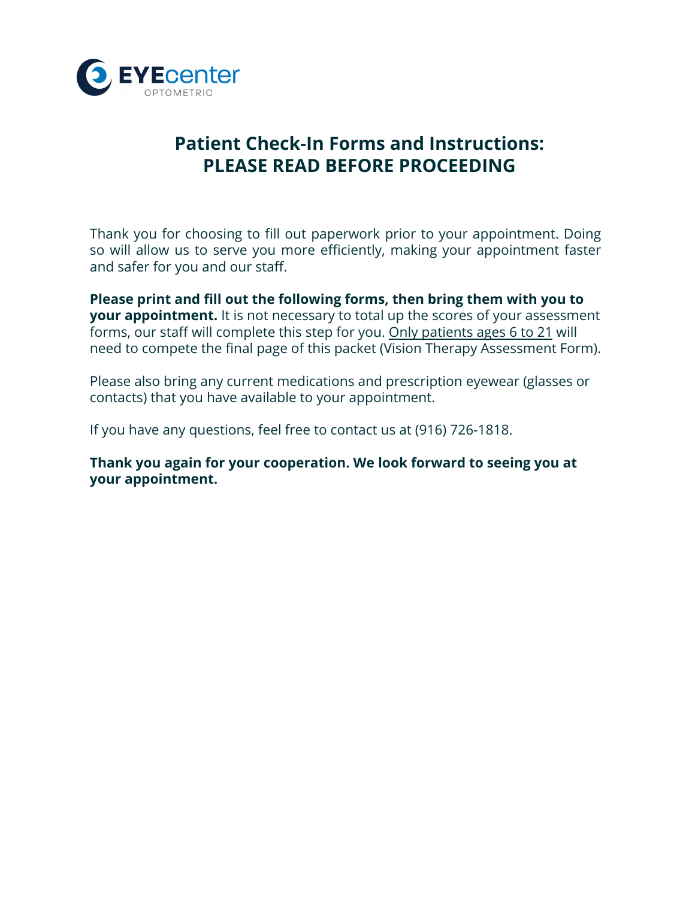EYEcenter
OPTOMETRIC

# Patient Check-In Forms and Instructions: PLEASE READ BEFORE PROCEEDING

Thank you for choosing to fill out paperwork prior to your appointment. Doing so will allow us to serve you more efficiently, making your appointment faster and safer for you and our staff.

**Please print and fill out the following forms, then bring them with you to your appointment.** It is not necessary to total up the scores of your assessment forms, our staff will complete this step for you. Only patients ages 6 to 21 will need to compete the final page of this packet (Vision Therapy Assessment Form).

Please also bring any current medications and prescription eyewear (glasses or contacts) that you have available to your appointment.

If you have any questions, feel free to contact us at (916) 726-1818.

**Thank you again for your cooperation. We look forward to seeing you at your appointment.**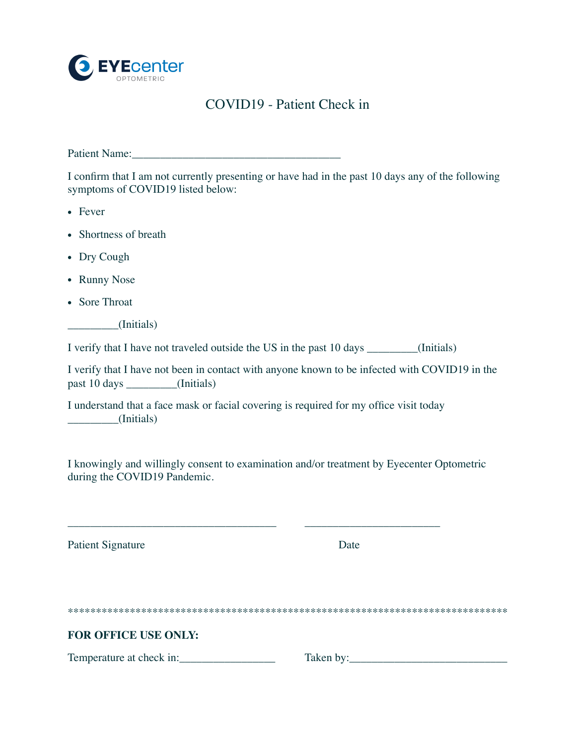EYEcenter OPTOMETRIC

# COVID19 - Patient Check in

Patient Name:______________________________________

I confirm that I am not currently presenting or have had in the past 10 days any of the following symptoms of COVID19 listed below:

- Fever
- Shortness of breath
- Dry Cough
- Runny Nose
- Sore Throat

_________(Initials)

I verify that I have not traveled outside the US in the past 10 days _________(Initials)

I verify that I have not been in contact with anyone known to be infected with COVID19 in the past 10 days _________(Initials)

I understand that a face mask or facial covering is required for my office visit today _________(Initials)

I knowingly and willingly consent to examination and/or treatment by Eyecenter Optometric during the COVID19 Pandemic.

______________________________________ ________________________

Patient Signature Date

********************************************************************************

**FOR OFFICE USE ONLY:**

Temperature at check in:_________________ Taken by:_____________________________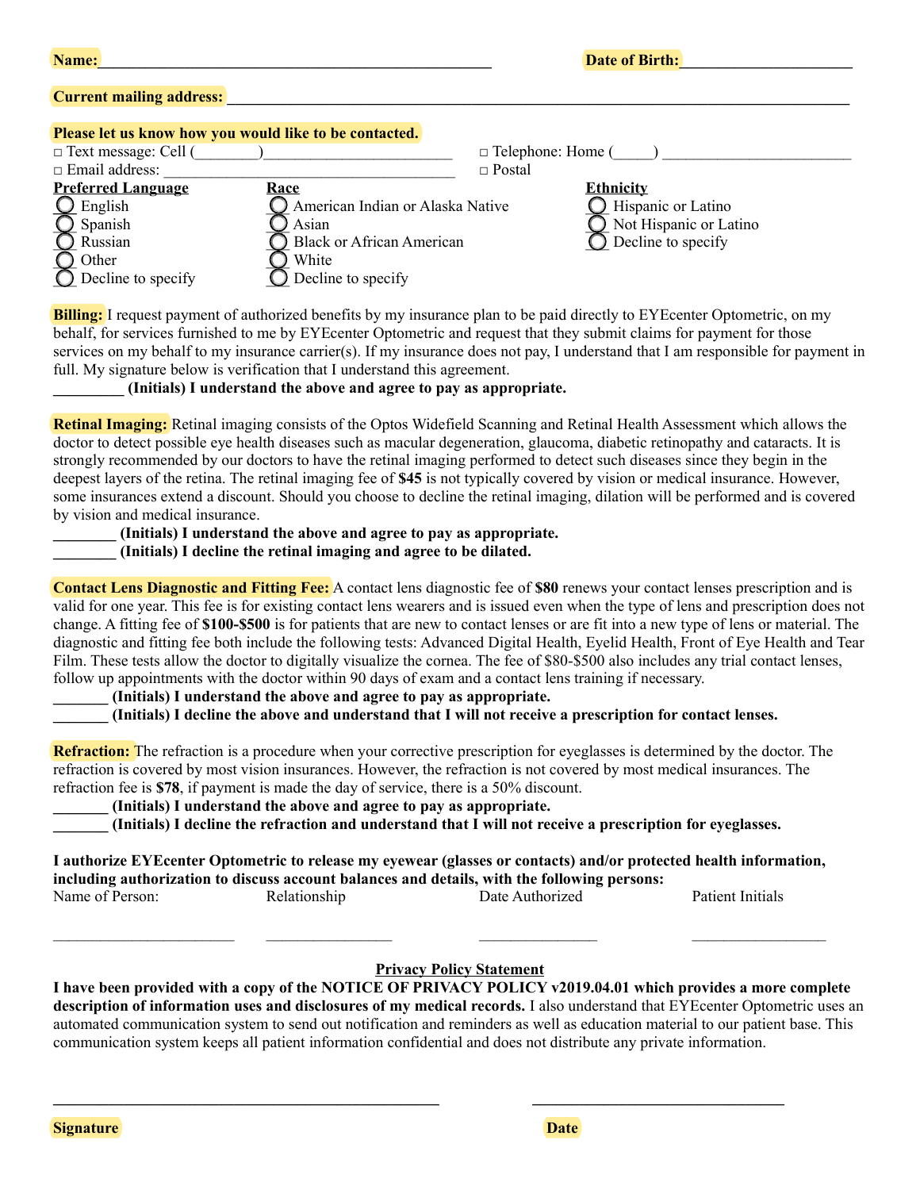**Name:**\_\_\_\_\_\_\_\_\_\_\_\_\_\_\_\_\_\_\_\_\_\_\_\_\_\_\_\_\_\_\_\_\_\_\_\_\_\_\_\_\_\_\_\_\_\_\_\_ **Date of Birth:**\_\_\_\_\_\_\_\_\_\_\_\_\_\_\_\_\_\_\_\_\_\_

**Current mailing address:** \_\_\_\_\_\_\_\_\_\_\_\_\_\_\_\_\_\_\_\_\_\_\_\_\_\_\_\_\_\_\_\_\_\_\_\_\_\_\_\_\_\_\_\_\_\_\_\_\_\_\_\_\_\_\_\_\_\_\_\_\_\_\_\_\_\_\_\_\_\_\_\_\_\_\_\_\_\_

**Please let us know how you would like to be contacted.**

□ Text message: Cell (\_\_\_\_\_\_\_\_)\_\_\_\_\_\_\_\_\_\_\_\_\_\_\_\_\_\_\_\_\_\_\_\_\_ □ Telephone: Home (\_\_\_\_\_) \_\_\_\_\_\_\_\_\_\_\_\_\_\_\_\_\_\_\_\_\_\_\_\_\_

□ Email address: \_\_\_\_\_\_\_\_\_\_\_\_\_\_\_\_\_\_\_\_\_\_\_\_\_\_\_\_\_\_\_\_\_\_\_\_\_\_\_ □ Postal

**Preferred Language**
- ◯ English
- ◯ Spanish
- ◯ Russian
- ◯ Other
- ◯ Decline to specify

**Race**
- ◯ American Indian or Alaska Native
- ◯ Asian
- ◯ Black or African American
- ◯ White
- ◯ Decline to specify

**Ethnicity**
- ◯ Hispanic or Latino
- ◯ Not Hispanic or Latino
- ◯ Decline to specify

**Billing:** I request payment of authorized benefits by my insurance plan to be paid directly to EYEcenter Optometric, on my behalf, for services furnished to me by EYEcenter Optometric and request that they submit claims for payment for those services on my behalf to my insurance carrier(s). If my insurance does not pay, I understand that I am responsible for payment in full. My signature below is verification that I understand this agreement.

**\_\_\_\_\_\_\_\_\_ (Initials) I understand the above and agree to pay as appropriate.**

**Retinal Imaging:** Retinal imaging consists of the Optos Widefield Scanning and Retinal Health Assessment which allows the doctor to detect possible eye health diseases such as macular degeneration, glaucoma, diabetic retinopathy and cataracts. It is strongly recommended by our doctors to have the retinal imaging performed to detect such diseases since they begin in the deepest layers of the retina. The retinal imaging fee of **$45** is not typically covered by vision or medical insurance. However, some insurances extend a discount. Should you choose to decline the retinal imaging, dilation will be performed and is covered by vision and medical insurance.

**\_\_\_\_\_\_\_\_ (Initials) I understand the above and agree to pay as appropriate.**
**\_\_\_\_\_\_\_\_ (Initials) I decline the retinal imaging and agree to be dilated.**

**Contact Lens Diagnostic and Fitting Fee:** A contact lens diagnostic fee of **$80** renews your contact lenses prescription and is valid for one year. This fee is for existing contact lens wearers and is issued even when the type of lens and prescription does not change. A fitting fee of **$100-$500** is for patients that are new to contact lenses or are fit into a new type of lens or material. The diagnostic and fitting fee both include the following tests: Advanced Digital Health, Eyelid Health, Front of Eye Health and Tear Film. These tests allow the doctor to digitally visualize the cornea. The fee of $80-$500 also includes any trial contact lenses, follow up appointments with the doctor within 90 days of exam and a contact lens training if necessary.

**\_\_\_\_\_\_\_ (Initials) I understand the above and agree to pay as appropriate.**
**\_\_\_\_\_\_\_ (Initials) I decline the above and understand that I will not receive a prescription for contact lenses.**

**Refraction:** The refraction is a procedure when your corrective prescription for eyeglasses is determined by the doctor. The refraction is covered by most vision insurances. However, the refraction is not covered by most medical insurances. The refraction fee is **$78**, if payment is made the day of service, there is a 50% discount.

**\_\_\_\_\_\_\_ (Initials) I understand the above and agree to pay as appropriate.**
**\_\_\_\_\_\_\_ (Initials) I decline the refraction and understand that I will not receive a prescription for eyeglasses.**

**I authorize EYEcenter Optometric to release my eyewear (glasses or contacts) and/or protected health information, including authorization to discuss account balances and details, with the following persons:**

| Name of Person: | Relationship | Date Authorized | Patient Initials |
|---|---|---|---|
| \_\_\_\_\_\_\_\_\_\_\_\_\_\_\_\_\_\_\_\_ | \_\_\_\_\_\_\_\_\_\_\_\_\_\_ | \_\_\_\_\_\_\_\_\_\_\_\_\_ | \_\_\_\_\_\_\_\_\_\_\_\_\_\_\_ |

## Privacy Policy Statement

**I have been provided with a copy of the NOTICE OF PRIVACY POLICY v2019.04.01 which provides a more complete description of information uses and disclosures of my medical records.** I also understand that EYEcenter Optometric uses an automated communication system to send out notification and reminders as well as education material to our patient base. This communication system keeps all patient information confidential and does not distribute any private information.

\_\_\_\_\_\_\_\_\_\_\_\_\_\_\_\_\_\_\_\_\_\_\_\_\_\_\_\_\_\_\_\_\_\_\_\_\_\_\_\_\_\_\_\_\_\_ \_\_\_\_\_\_\_\_\_\_\_\_\_\_\_\_\_\_\_\_\_\_\_\_\_\_\_\_\_\_\_

**Signature** **Date**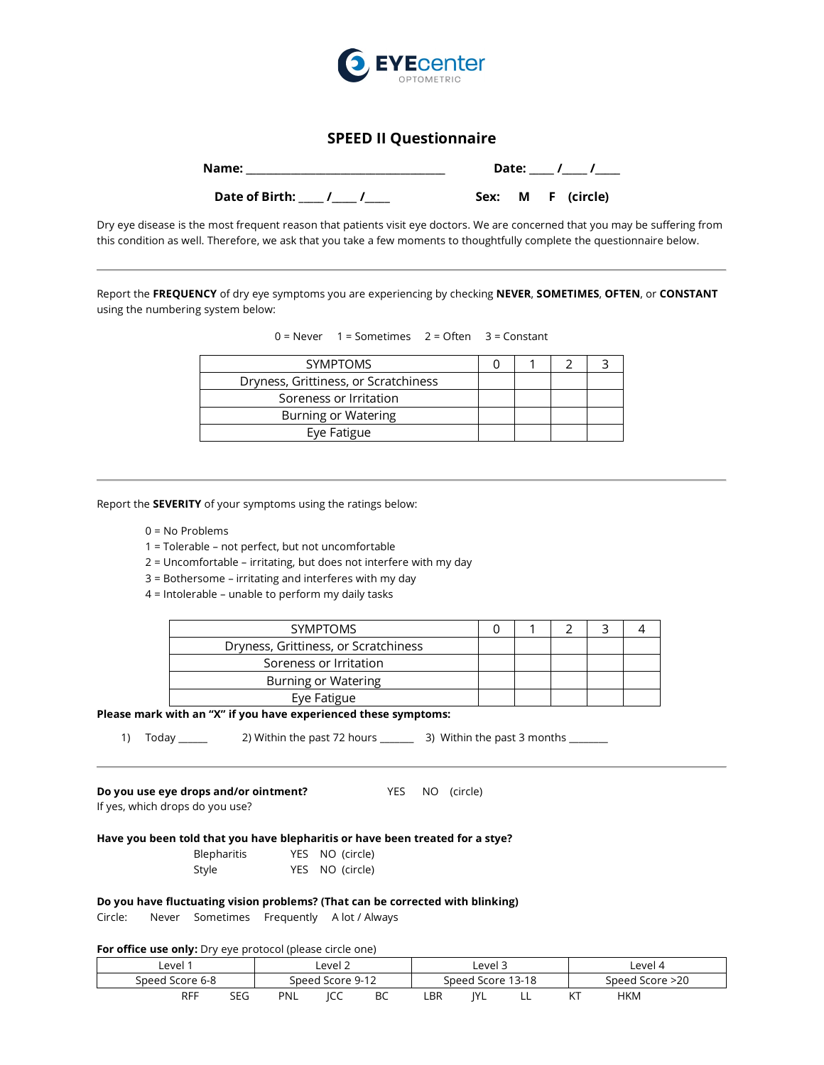EYEcenter
OPTOMETRIC

## SPEED II Questionnaire

**Name:** ________________________________ **Date:** ____ /____ /____

**Date of Birth:** ____ /____ /____ **Sex: M F (circle)**

Dry eye disease is the most frequent reason that patients visit eye doctors. We are concerned that you may be suffering from this condition as well. Therefore, we ask that you take a few moments to thoughtfully complete the questionnaire below.

---

Report the **FREQUENCY** of dry eye symptoms you are experiencing by checking **NEVER**, **SOMETIMES**, **OFTEN**, or **CONSTANT** using the numbering system below:

0 = Never 1 = Sometimes 2 = Often 3 = Constant

| SYMPTOMS | 0 | 1 | 2 | 3 |
|---|---|---|---|---|
| Dryness, Grittiness, or Scratchiness | | | | |
| Soreness or Irritation | | | | |
| Burning or Watering | | | | |
| Eye Fatigue | | | | |

---

Report the **SEVERITY** of your symptoms using the ratings below:

0 = No Problems
1 = Tolerable – not perfect, but not uncomfortable
2 = Uncomfortable – irritating, but does not interfere with my day
3 = Bothersome – irritating and interferes with my day
4 = Intolerable – unable to perform my daily tasks

| SYMPTOMS | 0 | 1 | 2 | 3 | 4 |
|---|---|---|---|---|---|
| Dryness, Grittiness, or Scratchiness | | | | | |
| Soreness or Irritation | | | | | |
| Burning or Watering | | | | | |
| Eye Fatigue | | | | | |

**Please mark with an "X" if you have experienced these symptoms:**

1) Today _____ 2) Within the past 72 hours ______ 3) Within the past 3 months _______

---

**Do you use eye drops and/or ointment?** YES NO (circle)
If yes, which drops do you use?

**Have you been told that you have blepharitis or have been treated for a stye?**

Blepharitis YES NO (circle)
Style YES NO (circle)

**Do you have fluctuating vision problems? (That can be corrected with blinking)**
Circle: Never Sometimes Frequently A lot / Always

**For office use only:** Dry eye protocol (please circle one)

| Level 1 | Level 2 | Level 3 | Level 4 |
|---|---|---|---|
| Speed Score 6-8 | Speed Score 9-12 | Speed Score 13-18 | Speed Score >20 |

RFF SEG PNL JCC BC LBR JYL LL KT HKM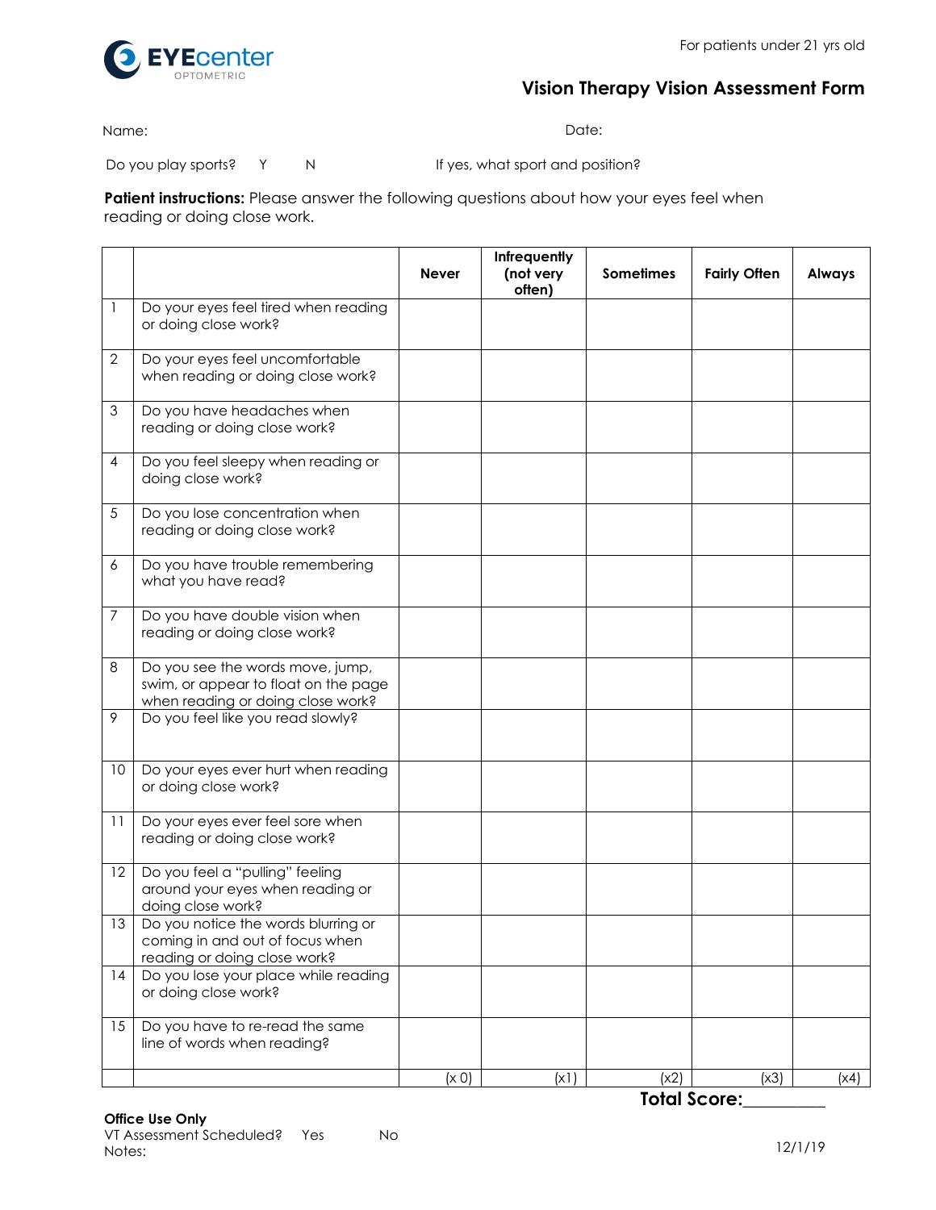EYEcenter OPTOMETRIC

For patients under 21 yrs old

# Vision Therapy Vision Assessment Form

Name: Date:

Do you play sports? Y N If yes, what sport and position?

**Patient instructions:** Please answer the following questions about how your eyes feel when reading or doing close work.

| | | Never | Infrequently (not very often) | Sometimes | Fairly Often | Always |
|---|---|---|---|---|---|---|
| 1 | Do your eyes feel tired when reading or doing close work? | | | | | |
| 2 | Do your eyes feel uncomfortable when reading or doing close work? | | | | | |
| 3 | Do you have headaches when reading or doing close work? | | | | | |
| 4 | Do you feel sleepy when reading or doing close work? | | | | | |
| 5 | Do you lose concentration when reading or doing close work? | | | | | |
| 6 | Do you have trouble remembering what you have read? | | | | | |
| 7 | Do you have double vision when reading or doing close work? | | | | | |
| 8 | Do you see the words move, jump, swim, or appear to float on the page when reading or doing close work? | | | | | |
| 9 | Do you feel like you read slowly? | | | | | |
| 10 | Do your eyes ever hurt when reading or doing close work? | | | | | |
| 11 | Do your eyes ever feel sore when reading or doing close work? | | | | | |
| 12 | Do you feel a "pulling" feeling around your eyes when reading or doing close work? | | | | | |
| 13 | Do you notice the words blurring or coming in and out of focus when reading or doing close work? | | | | | |
| 14 | Do you lose your place while reading or doing close work? | | | | | |
| 15 | Do you have to re-read the same line of words when reading? | | | | | |
| | | (x 0) | (x1) | (x2) | (x3) | (x4) |

**Total Score:**\_\_\_\_\_\_\_\_\_\_

**Office Use Only**

VT Assessment Scheduled? Yes No

Notes:

12/1/19